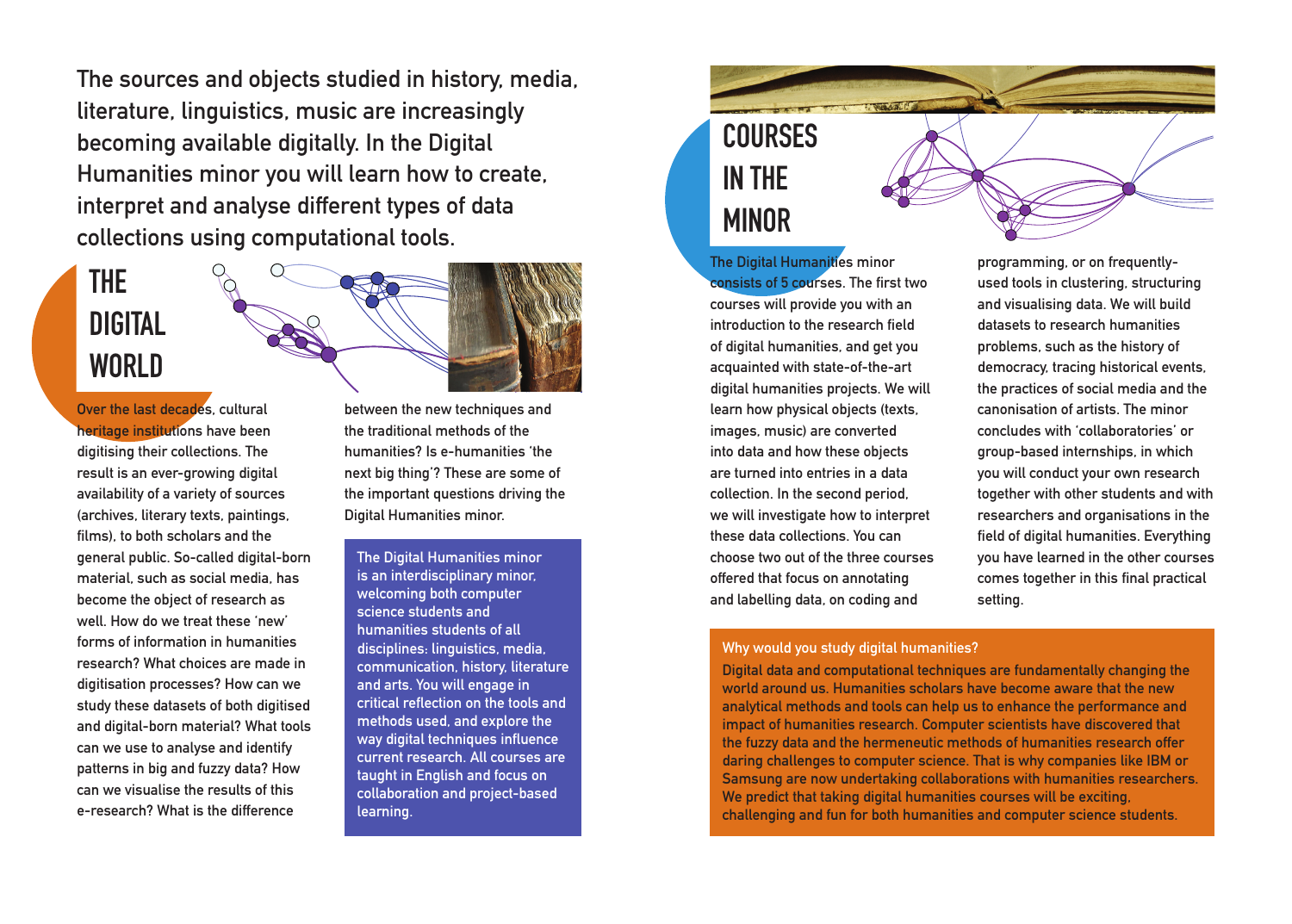**The sources and objects studied in history, media, literature, linguistics, music are increasingly becoming available digitally. In the Digital Humanities minor you will learn how to create, interpret and analyse different types of data collections using computational tools.**

# THE DIGITAL WORLD

Over the last decades, cultural heritage institutions have been digitising their collections. The result is an ever-growing digital availability of a variety of sources (archives, literary texts, paintings, films), to both scholars and the general public. So-called digital-born material, such as social media, has become the object of research as well. How do we treat these 'new' forms of information in humanities research? What choices are made in digitisation processes? How can we study these datasets of both digitised and digital-born material? What tools can we use to analyse and identify patterns in big and fuzzy data? How can we visualise the results of this e-research? What is the difference between the new techniques and the traditional methods of the humanities? Is e-humanities 'the next big thing'? These are some of the important questions driving the Digital Humanities minor.

The Digital Humanities minor is an interdisciplinary minor, welcoming both computer science students and humanities students of all disciplines: linguistics, media, communication, history, literature and arts. You will engage in critical reflection on the tools and methods used, and explore the way digital techniques influence current research. All courses are taught in English and focus on collaboration and project-based learning.

# COURSES IN THE MINOR

The Digital Humanities minor consists of 5 courses. The first two courses will provide you with an introduction to the research field of digital humanities, and get you acquainted with state-of-the-art digital humanities projects. We will learn how physical objects (texts, images, music) are converted into data and how these objects are turned into entries in a data collection. In the second period, we will investigate how to interpret these data collections. You can choose two out of the three courses offered that focus on annotating and labelling data, on coding and programming, or on frequently-used tools in clustering, structuring and visualising data. We will build datasets to research humanities problems, such as the history of democracy, tracing historical events, the practices of social media and the canonisation of artists. The minor concludes with 'collaboratories' or group-based internships, in which you will conduct your own research together with other students and with researchers and organisations in the field of digital humanities. Everything you have learned in the other courses comes together in this final practical setting.

**Why would you study digital humanities?**

Digital data and computational techniques are fundamentally changing the world around us. Humanities scholars have become aware that the new analytical methods and tools can help us to enhance the performance and impact of humanities research. Computer scientists have discovered that the fuzzy data and the hermeneutic methods of humanities research offer daring challenges to computer science. That is why companies like IBM or Samsung are now undertaking collaborations with humanities researchers. We predict that taking digital humanities courses will be exciting, challenging and fun for both humanities and computer science students.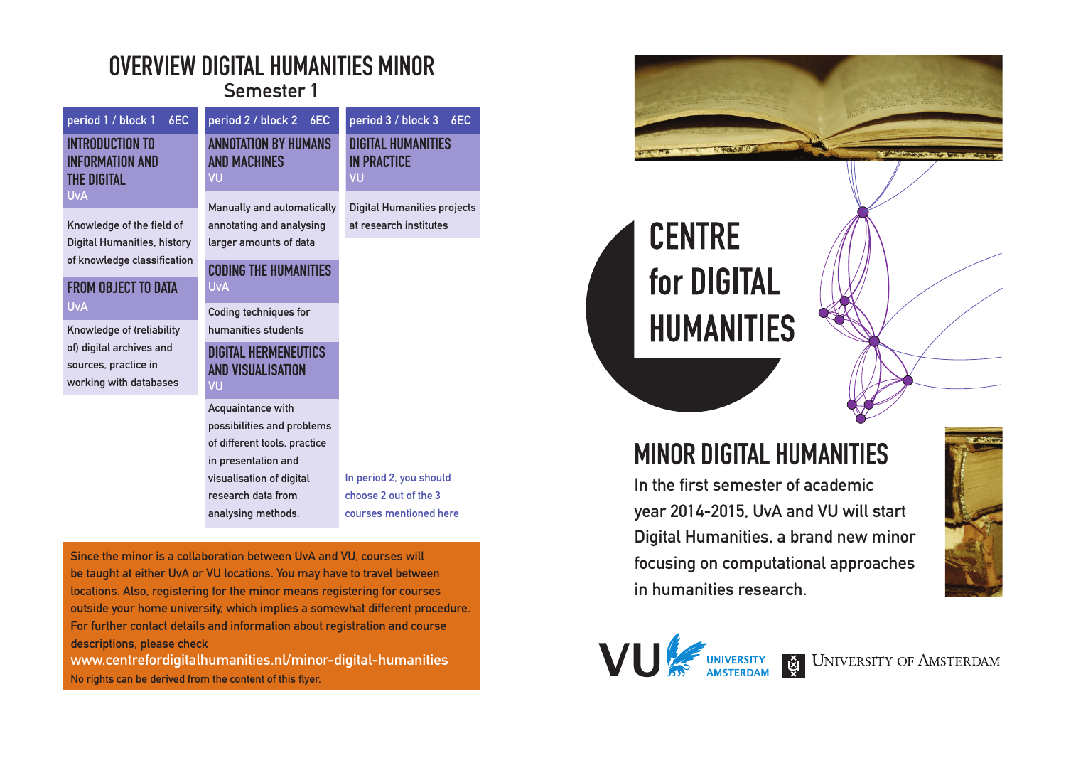# OVERVIEW DIGITAL HUMANITIES MINOR

## Semester 1

**period 1 / block 1 — 6EC**

### INTRODUCTION TO INFORMATION AND THE DIGITAL
UvA

Knowledge of the field of Digital Humanities, history of knowledge classification

### FROM OBJECT TO DATA
UvA

Knowledge of (reliability of) digital archives and sources, practice in working with databases

**period 2 / block 2 — 6EC**

### ANNOTATION BY HUMANS AND MACHINES
VU

Manually and automatically annotating and analysing larger amounts of data

### CODING THE HUMANITIES
UvA

Coding techniques for humanities students

### DIGITAL HERMENEUTICS AND VISUALISATION
VU

Acquaintance with possibilities and problems of different tools, practice in presentation and visualisation of digital research data from analysing methods.

**period 3 / block 3 — 6EC**

### DIGITAL HUMANITIES IN PRACTICE
VU

Digital Humanities projects at research institutes

In period 2, you should choose 2 out of the 3 courses mentioned here

Since the minor is a collaboration between UvA and VU, courses will be taught at either UvA or VU locations. You may have to travel between locations. Also, registering for the minor means registering for courses outside your home university, which implies a somewhat different procedure. For further contact details and information about registration and course descriptions, please check
www.centrefordigitalhumanities.nl/minor-digital-humanities
No rights can be derived from the content of this flyer.

# CENTRE for DIGITAL HUMANITIES

## MINOR DIGITAL HUMANITIES

In the first semester of academic year 2014-2015, UvA and VU will start Digital Humanities, a brand new minor focusing on computational approaches in humanities research.

VU UNIVERSITY AMSTERDAM — UNIVERSITY OF AMSTERDAM